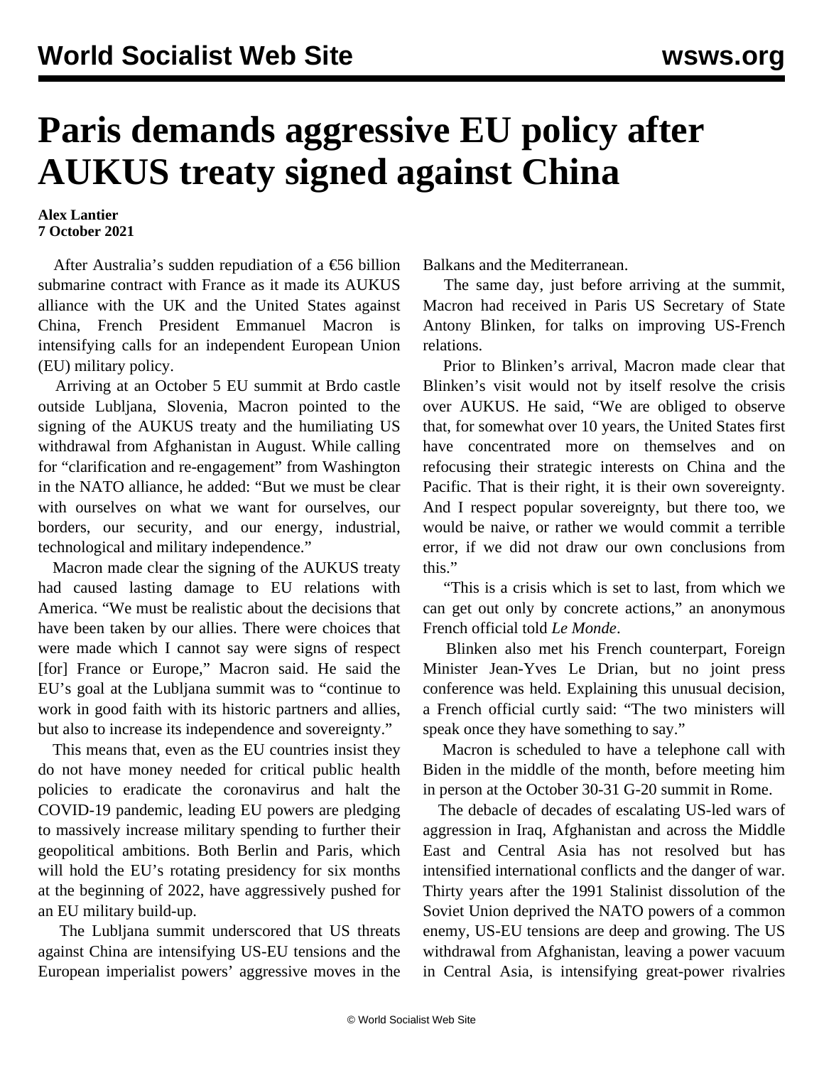# Paris demands aggressive EU policy after AUKUS treaty signed against China

**Alex Lantier**
**7 October 2021**

After Australia's sudden repudiation of a €56 billion submarine contract with France as it made its AUKUS alliance with the UK and the United States against China, French President Emmanuel Macron is intensifying calls for an independent European Union (EU) military policy.

Arriving at an October 5 EU summit at Brdo castle outside Lubljana, Slovenia, Macron pointed to the signing of the AUKUS treaty and the humiliating US withdrawal from Afghanistan in August. While calling for "clarification and re-engagement" from Washington in the NATO alliance, he added: "But we must be clear with ourselves on what we want for ourselves, our borders, our security, and our energy, industrial, technological and military independence."

Macron made clear the signing of the AUKUS treaty had caused lasting damage to EU relations with America. "We must be realistic about the decisions that have been taken by our allies. There were choices that were made which I cannot say were signs of respect [for] France or Europe," Macron said. He said the EU's goal at the Lubljana summit was to "continue to work in good faith with its historic partners and allies, but also to increase its independence and sovereignty."

This means that, even as the EU countries insist they do not have money needed for critical public health policies to eradicate the coronavirus and halt the COVID-19 pandemic, leading EU powers are pledging to massively increase military spending to further their geopolitical ambitions. Both Berlin and Paris, which will hold the EU's rotating presidency for six months at the beginning of 2022, have aggressively pushed for an EU military build-up.

The Lubljana summit underscored that US threats against China are intensifying US-EU tensions and the European imperialist powers' aggressive moves in the Balkans and the Mediterranean.

The same day, just before arriving at the summit, Macron had received in Paris US Secretary of State Antony Blinken, for talks on improving US-French relations.

Prior to Blinken's arrival, Macron made clear that Blinken's visit would not by itself resolve the crisis over AUKUS. He said, "We are obliged to observe that, for somewhat over 10 years, the United States first have concentrated more on themselves and on refocusing their strategic interests on China and the Pacific. That is their right, it is their own sovereignty. And I respect popular sovereignty, but there too, we would be naive, or rather we would commit a terrible error, if we did not draw our own conclusions from this."

"This is a crisis which is set to last, from which we can get out only by concrete actions," an anonymous French official told *Le Monde*.

Blinken also met his French counterpart, Foreign Minister Jean-Yves Le Drian, but no joint press conference was held. Explaining this unusual decision, a French official curtly said: "The two ministers will speak once they have something to say."

Macron is scheduled to have a telephone call with Biden in the middle of the month, before meeting him in person at the October 30-31 G-20 summit in Rome.

The debacle of decades of escalating US-led wars of aggression in Iraq, Afghanistan and across the Middle East and Central Asia has not resolved but has intensified international conflicts and the danger of war. Thirty years after the 1991 Stalinist dissolution of the Soviet Union deprived the NATO powers of a common enemy, US-EU tensions are deep and growing. The US withdrawal from Afghanistan, leaving a power vacuum in Central Asia, is intensifying great-power rivalries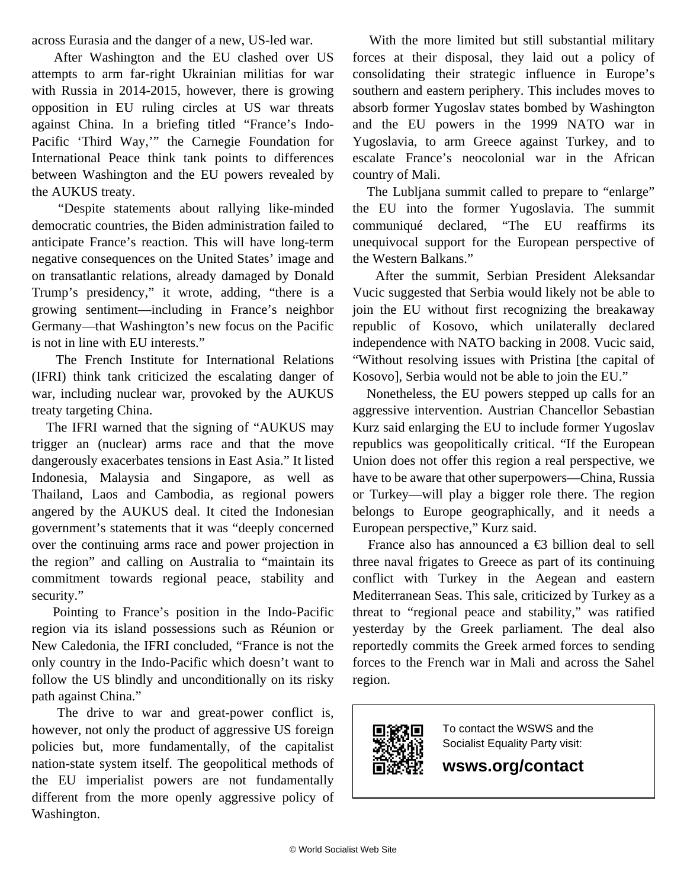across Eurasia and the danger of a new, US-led war.

After Washington and the EU clashed over US attempts to arm far-right Ukrainian militias for war with Russia in 2014-2015, however, there is growing opposition in EU ruling circles at US war threats against China. In a briefing titled "France's Indo-Pacific 'Third Way,'" the Carnegie Foundation for International Peace think tank points to differences between Washington and the EU powers revealed by the AUKUS treaty.

"Despite statements about rallying like-minded democratic countries, the Biden administration failed to anticipate France's reaction. This will have long-term negative consequences on the United States' image and on transatlantic relations, already damaged by Donald Trump's presidency," it wrote, adding, "there is a growing sentiment—including in France's neighbor Germany—that Washington's new focus on the Pacific is not in line with EU interests."

The French Institute for International Relations (IFRI) think tank criticized the escalating danger of war, including nuclear war, provoked by the AUKUS treaty targeting China.

The IFRI warned that the signing of "AUKUS may trigger an (nuclear) arms race and that the move dangerously exacerbates tensions in East Asia." It listed Indonesia, Malaysia and Singapore, as well as Thailand, Laos and Cambodia, as regional powers angered by the AUKUS deal. It cited the Indonesian government's statements that it was "deeply concerned over the continuing arms race and power projection in the region" and calling on Australia to "maintain its commitment towards regional peace, stability and security."

Pointing to France's position in the Indo-Pacific region via its island possessions such as Réunion or New Caledonia, the IFRI concluded, "France is not the only country in the Indo-Pacific which doesn't want to follow the US blindly and unconditionally on its risky path against China."

The drive to war and great-power conflict is, however, not only the product of aggressive US foreign policies but, more fundamentally, of the capitalist nation-state system itself. The geopolitical methods of the EU imperialist powers are not fundamentally different from the more openly aggressive policy of Washington.

With the more limited but still substantial military forces at their disposal, they laid out a policy of consolidating their strategic influence in Europe's southern and eastern periphery. This includes moves to absorb former Yugoslav states bombed by Washington and the EU powers in the 1999 NATO war in Yugoslavia, to arm Greece against Turkey, and to escalate France's neocolonial war in the African country of Mali.

The Lubljana summit called to prepare to "enlarge" the EU into the former Yugoslavia. The summit communiqué declared, "The EU reaffirms its unequivocal support for the European perspective of the Western Balkans."

After the summit, Serbian President Aleksandar Vucic suggested that Serbia would likely not be able to join the EU without first recognizing the breakaway republic of Kosovo, which unilaterally declared independence with NATO backing in 2008. Vucic said, "Without resolving issues with Pristina [the capital of Kosovo], Serbia would not be able to join the EU."

Nonetheless, the EU powers stepped up calls for an aggressive intervention. Austrian Chancellor Sebastian Kurz said enlarging the EU to include former Yugoslav republics was geopolitically critical. "If the European Union does not offer this region a real perspective, we have to be aware that other superpowers—China, Russia or Turkey—will play a bigger role there. The region belongs to Europe geographically, and it needs a European perspective," Kurz said.

France also has announced a €3 billion deal to sell three naval frigates to Greece as part of its continuing conflict with Turkey in the Aegean and eastern Mediterranean Seas. This sale, criticized by Turkey as a threat to "regional peace and stability," was ratified yesterday by the Greek parliament. The deal also reportedly commits the Greek armed forces to sending forces to the French war in Mali and across the Sahel region.

To contact the WSWS and the Socialist Equality Party visit:

**wsws.org/contact**